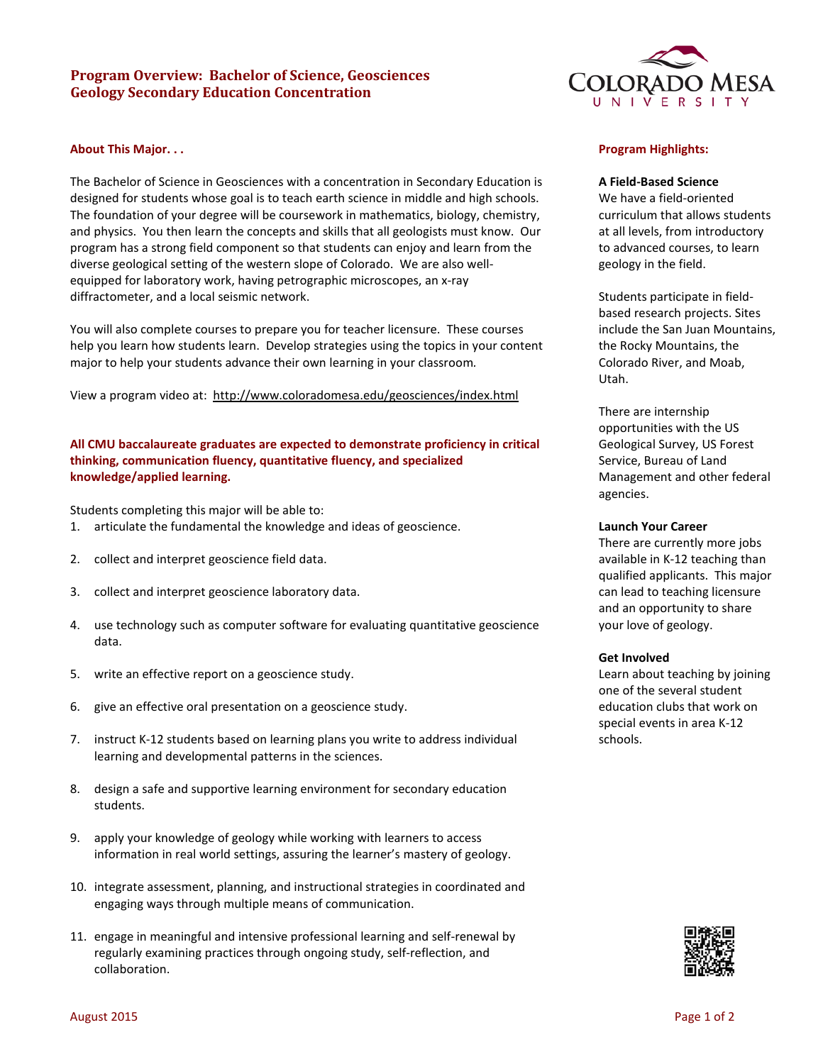# Program Overview: Bachelor of Science, Geosciences
# Geology Secondary Education Concentration

## About This Major. . .

The Bachelor of Science in Geosciences with a concentration in Secondary Education is designed for students whose goal is to teach earth science in middle and high schools. The foundation of your degree will be coursework in mathematics, biology, chemistry, and physics. You then learn the concepts and skills that all geologists must know. Our program has a strong field component so that students can enjoy and learn from the diverse geological setting of the western slope of Colorado. We are also well-equipped for laboratory work, having petrographic microscopes, an x-ray diffractometer, and a local seismic network.

You will also complete courses to prepare you for teacher licensure. These courses help you learn how students learn. Develop strategies using the topics in your content major to help your students advance their own learning in your classroom.

View a program video at: http://www.coloradomesa.edu/geosciences/index.html

**All CMU baccalaureate graduates are expected to demonstrate proficiency in critical thinking, communication fluency, quantitative fluency, and specialized knowledge/applied learning.**

Students completing this major will be able to:

1. articulate the fundamental the knowledge and ideas of geoscience.
2. collect and interpret geoscience field data.
3. collect and interpret geoscience laboratory data.
4. use technology such as computer software for evaluating quantitative geoscience data.
5. write an effective report on a geoscience study.
6. give an effective oral presentation on a geoscience study.
7. instruct K-12 students based on learning plans you write to address individual learning and developmental patterns in the sciences.
8. design a safe and supportive learning environment for secondary education students.
9. apply your knowledge of geology while working with learners to access information in real world settings, assuring the learner's mastery of geology.
10. integrate assessment, planning, and instructional strategies in coordinated and engaging ways through multiple means of communication.
11. engage in meaningful and intensive professional learning and self-renewal by regularly examining practices through ongoing study, self-reflection, and collaboration.

## Program Highlights:

**A Field-Based Science**

We have a field-oriented curriculum that allows students at all levels, from introductory to advanced courses, to learn geology in the field.

Students participate in field-based research projects. Sites include the San Juan Mountains, the Rocky Mountains, the Colorado River, and Moab, Utah.

There are internship opportunities with the US Geological Survey, US Forest Service, Bureau of Land Management and other federal agencies.

**Launch Your Career**

There are currently more jobs available in K-12 teaching than qualified applicants. This major can lead to teaching licensure and an opportunity to share your love of geology.

**Get Involved**

Learn about teaching by joining one of the several student education clubs that work on special events in area K-12 schools.

August 2015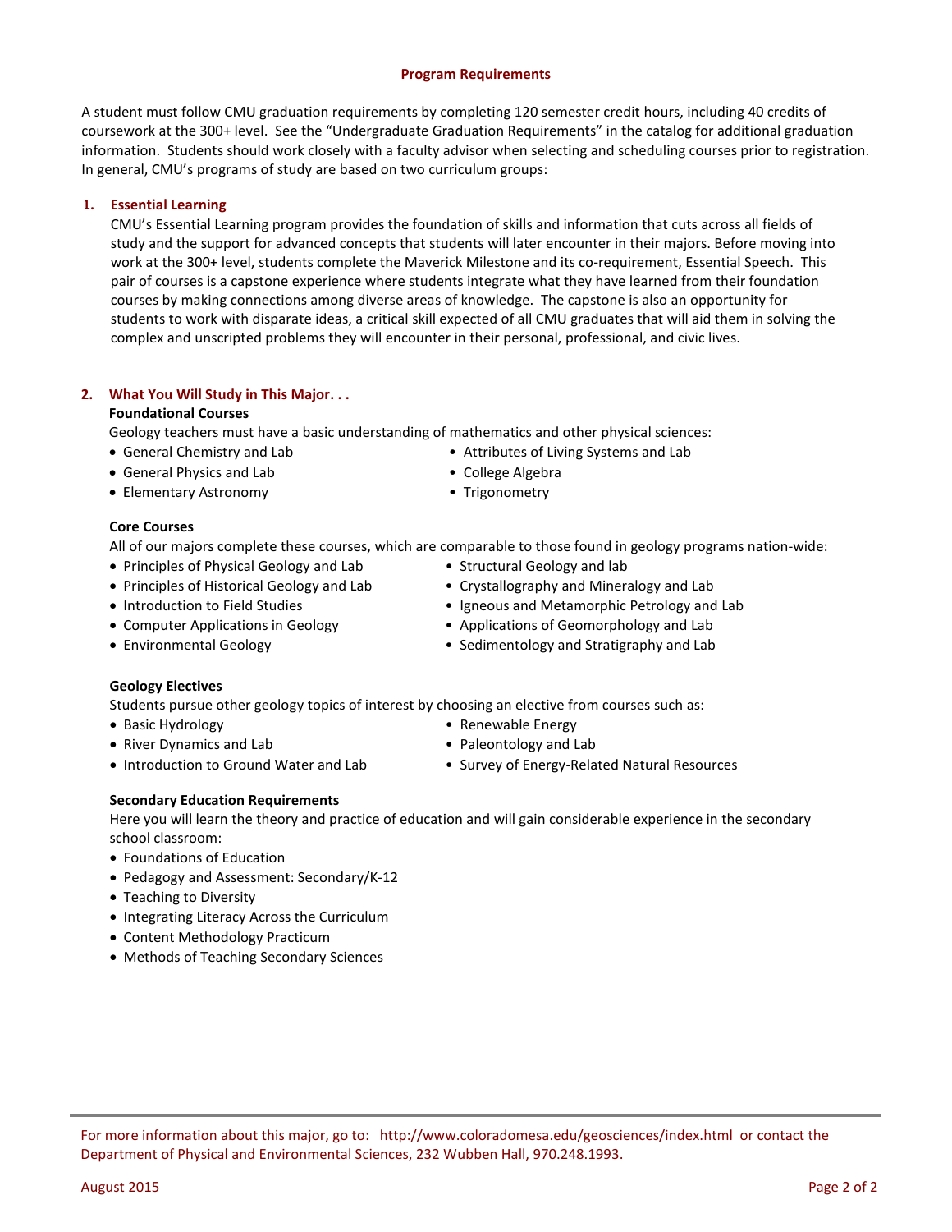## Program Requirements

A student must follow CMU graduation requirements by completing 120 semester credit hours, including 40 credits of coursework at the 300+ level. See the "Undergraduate Graduation Requirements" in the catalog for additional graduation information. Students should work closely with a faculty advisor when selecting and scheduling courses prior to registration. In general, CMU's programs of study are based on two curriculum groups:

### 1. Essential Learning

CMU's Essential Learning program provides the foundation of skills and information that cuts across all fields of study and the support for advanced concepts that students will later encounter in their majors. Before moving into work at the 300+ level, students complete the Maverick Milestone and its co-requirement, Essential Speech. This pair of courses is a capstone experience where students integrate what they have learned from their foundation courses by making connections among diverse areas of knowledge. The capstone is also an opportunity for students to work with disparate ideas, a critical skill expected of all CMU graduates that will aid them in solving the complex and unscripted problems they will encounter in their personal, professional, and civic lives.

### 2. What You Will Study in This Major. . .

**Foundational Courses**

Geology teachers must have a basic understanding of mathematics and other physical sciences:

- General Chemistry and Lab
- General Physics and Lab
- Elementary Astronomy
- Attributes of Living Systems and Lab
- College Algebra
- Trigonometry

**Core Courses**

All of our majors complete these courses, which are comparable to those found in geology programs nation-wide:

- Principles of Physical Geology and Lab
- Principles of Historical Geology and Lab
- Introduction to Field Studies
- Computer Applications in Geology
- Environmental Geology
- Structural Geology and lab
- Crystallography and Mineralogy and Lab
- Igneous and Metamorphic Petrology and Lab
- Applications of Geomorphology and Lab
- Sedimentology and Stratigraphy and Lab

**Geology Electives**

Students pursue other geology topics of interest by choosing an elective from courses such as:

- Basic Hydrology
- River Dynamics and Lab
- Introduction to Ground Water and Lab
- Renewable Energy
- Paleontology and Lab
- Survey of Energy-Related Natural Resources

**Secondary Education Requirements**

Here you will learn the theory and practice of education and will gain considerable experience in the secondary school classroom:

- Foundations of Education
- Pedagogy and Assessment: Secondary/K-12
- Teaching to Diversity
- Integrating Literacy Across the Curriculum
- Content Methodology Practicum
- Methods of Teaching Secondary Sciences

For more information about this major, go to: http://www.coloradomesa.edu/geosciences/index.html or contact the Department of Physical and Environmental Sciences, 232 Wubben Hall, 970.248.1993.

August 2015